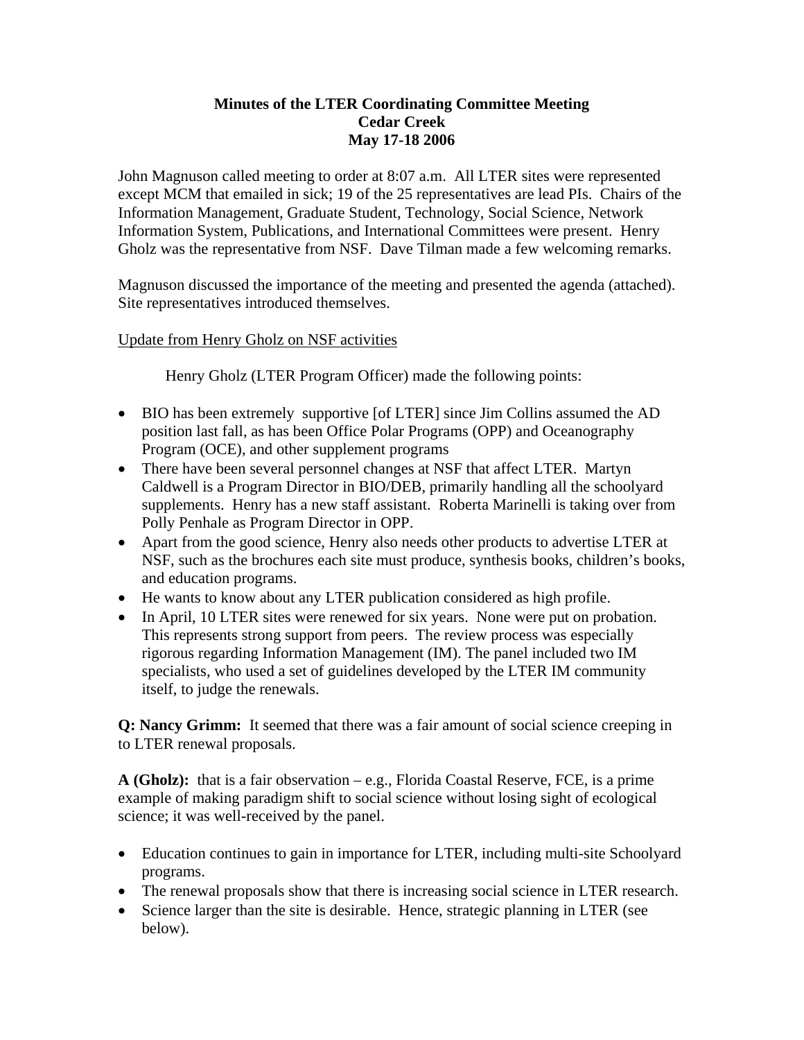**Minutes of the LTER Coordinating Committee Meeting**
**Cedar Creek**
**May 17-18 2006**

John Magnuson called meeting to order at 8:07 a.m. All LTER sites were represented except MCM that emailed in sick; 19 of the 25 representatives are lead PIs. Chairs of the Information Management, Graduate Student, Technology, Social Science, Network Information System, Publications, and International Committees were present. Henry Gholz was the representative from NSF. Dave Tilman made a few welcoming remarks.

Magnuson discussed the importance of the meeting and presented the agenda (attached). Site representatives introduced themselves.

<u>Update from Henry Gholz on NSF activities</u>

Henry Gholz (LTER Program Officer) made the following points:

- BIO has been extremely supportive [of LTER] since Jim Collins assumed the AD position last fall, as has been Office Polar Programs (OPP) and Oceanography Program (OCE), and other supplement programs
- There have been several personnel changes at NSF that affect LTER. Martyn Caldwell is a Program Director in BIO/DEB, primarily handling all the schoolyard supplements. Henry has a new staff assistant. Roberta Marinelli is taking over from Polly Penhale as Program Director in OPP.
- Apart from the good science, Henry also needs other products to advertise LTER at NSF, such as the brochures each site must produce, synthesis books, children's books, and education programs.
- He wants to know about any LTER publication considered as high profile.
- In April, 10 LTER sites were renewed for six years. None were put on probation. This represents strong support from peers. The review process was especially rigorous regarding Information Management (IM). The panel included two IM specialists, who used a set of guidelines developed by the LTER IM community itself, to judge the renewals.

**Q: Nancy Grimm:** It seemed that there was a fair amount of social science creeping in to LTER renewal proposals.

**A (Gholz):** that is a fair observation – e.g., Florida Coastal Reserve, FCE, is a prime example of making paradigm shift to social science without losing sight of ecological science; it was well-received by the panel.

- Education continues to gain in importance for LTER, including multi-site Schoolyard programs.
- The renewal proposals show that there is increasing social science in LTER research.
- Science larger than the site is desirable. Hence, strategic planning in LTER (see below).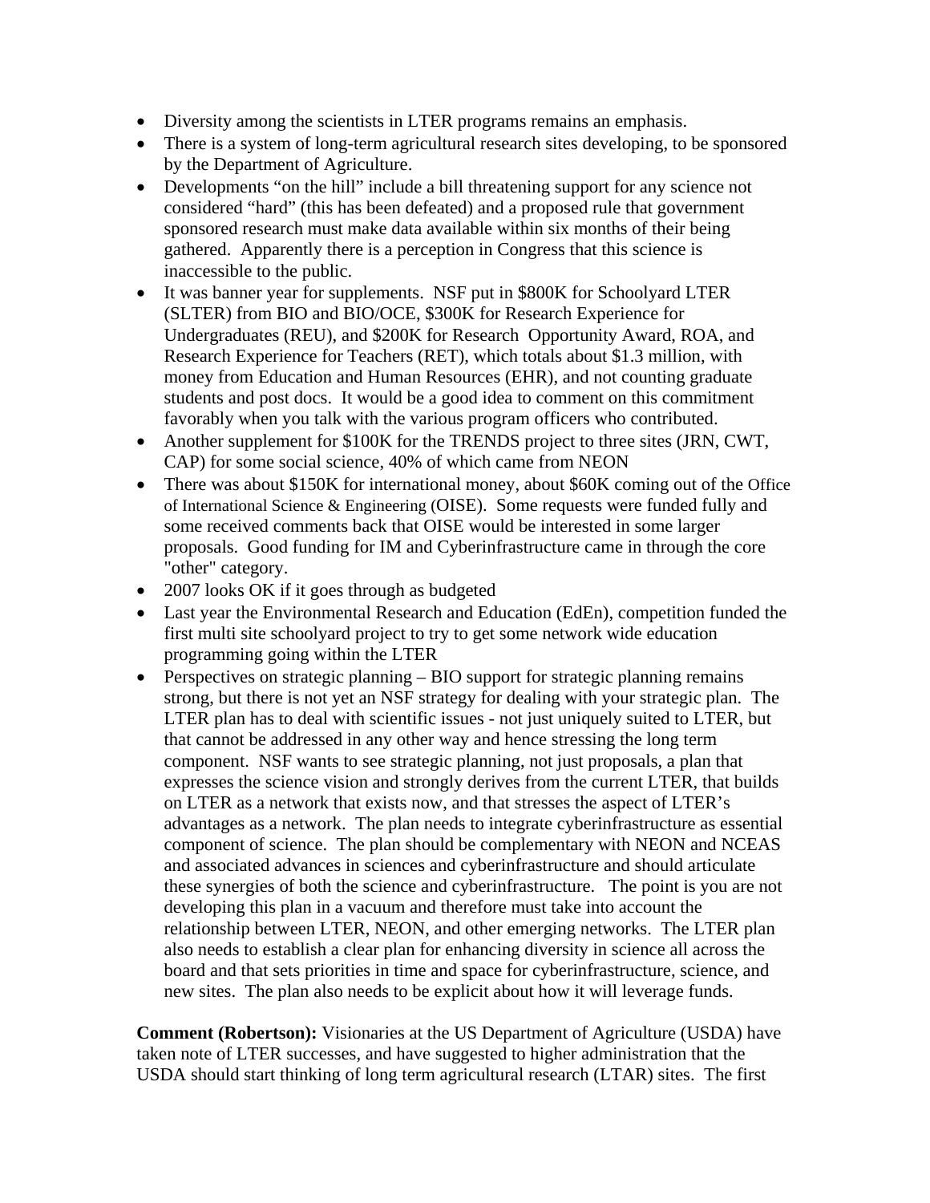- Diversity among the scientists in LTER programs remains an emphasis.
- There is a system of long-term agricultural research sites developing, to be sponsored by the Department of Agriculture.
- Developments "on the hill" include a bill threatening support for any science not considered "hard" (this has been defeated) and a proposed rule that government sponsored research must make data available within six months of their being gathered. Apparently there is a perception in Congress that this science is inaccessible to the public.
- It was banner year for supplements. NSF put in $800K for Schoolyard LTER (SLTER) from BIO and BIO/OCE, $300K for Research Experience for Undergraduates (REU), and $200K for Research Opportunity Award, ROA, and Research Experience for Teachers (RET), which totals about $1.3 million, with money from Education and Human Resources (EHR), and not counting graduate students and post docs. It would be a good idea to comment on this commitment favorably when you talk with the various program officers who contributed.
- Another supplement for $100K for the TRENDS project to three sites (JRN, CWT, CAP) for some social science, 40% of which came from NEON
- There was about $150K for international money, about $60K coming out of the Office of International Science & Engineering (OISE). Some requests were funded fully and some received comments back that OISE would be interested in some larger proposals. Good funding for IM and Cyberinfrastructure came in through the core "other" category.
- 2007 looks OK if it goes through as budgeted
- Last year the Environmental Research and Education (EdEn), competition funded the first multi site schoolyard project to try to get some network wide education programming going within the LTER
- Perspectives on strategic planning – BIO support for strategic planning remains strong, but there is not yet an NSF strategy for dealing with your strategic plan. The LTER plan has to deal with scientific issues - not just uniquely suited to LTER, but that cannot be addressed in any other way and hence stressing the long term component. NSF wants to see strategic planning, not just proposals, a plan that expresses the science vision and strongly derives from the current LTER, that builds on LTER as a network that exists now, and that stresses the aspect of LTER's advantages as a network. The plan needs to integrate cyberinfrastructure as essential component of science. The plan should be complementary with NEON and NCEAS and associated advances in sciences and cyberinfrastructure and should articulate these synergies of both the science and cyberinfrastructure. The point is you are not developing this plan in a vacuum and therefore must take into account the relationship between LTER, NEON, and other emerging networks. The LTER plan also needs to establish a clear plan for enhancing diversity in science all across the board and that sets priorities in time and space for cyberinfrastructure, science, and new sites. The plan also needs to be explicit about how it will leverage funds.

**Comment (Robertson):** Visionaries at the US Department of Agriculture (USDA) have taken note of LTER successes, and have suggested to higher administration that the USDA should start thinking of long term agricultural research (LTAR) sites. The first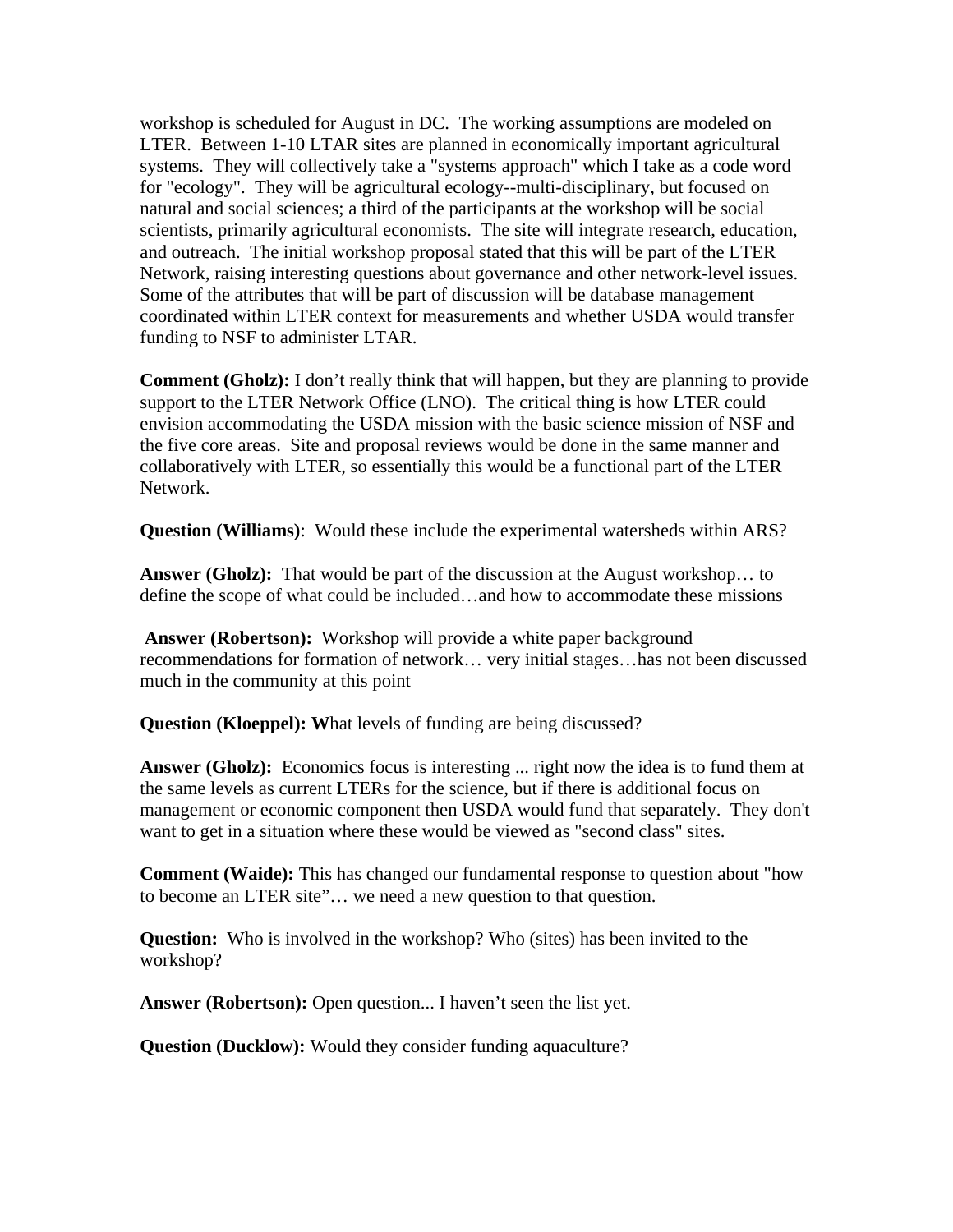workshop is scheduled for August in DC. The working assumptions are modeled on LTER. Between 1-10 LTAR sites are planned in economically important agricultural systems. They will collectively take a "systems approach" which I take as a code word for "ecology". They will be agricultural ecology--multi-disciplinary, but focused on natural and social sciences; a third of the participants at the workshop will be social scientists, primarily agricultural economists. The site will integrate research, education, and outreach. The initial workshop proposal stated that this will be part of the LTER Network, raising interesting questions about governance and other network-level issues. Some of the attributes that will be part of discussion will be database management coordinated within LTER context for measurements and whether USDA would transfer funding to NSF to administer LTAR.

**Comment (Gholz):** I don't really think that will happen, but they are planning to provide support to the LTER Network Office (LNO). The critical thing is how LTER could envision accommodating the USDA mission with the basic science mission of NSF and the five core areas. Site and proposal reviews would be done in the same manner and collaboratively with LTER, so essentially this would be a functional part of the LTER Network.

**Question (Williams)**: Would these include the experimental watersheds within ARS?

**Answer (Gholz):** That would be part of the discussion at the August workshop… to define the scope of what could be included…and how to accommodate these missions

**Answer (Robertson):** Workshop will provide a white paper background recommendations for formation of network… very initial stages…has not been discussed much in the community at this point

**Question (Kloeppel): W**hat levels of funding are being discussed?

**Answer (Gholz):** Economics focus is interesting ... right now the idea is to fund them at the same levels as current LTERs for the science, but if there is additional focus on management or economic component then USDA would fund that separately. They don't want to get in a situation where these would be viewed as "second class" sites.

**Comment (Waide):** This has changed our fundamental response to question about "how to become an LTER site"… we need a new question to that question.

**Question:** Who is involved in the workshop? Who (sites) has been invited to the workshop?

**Answer (Robertson):** Open question... I haven't seen the list yet.

**Question (Ducklow):** Would they consider funding aquaculture?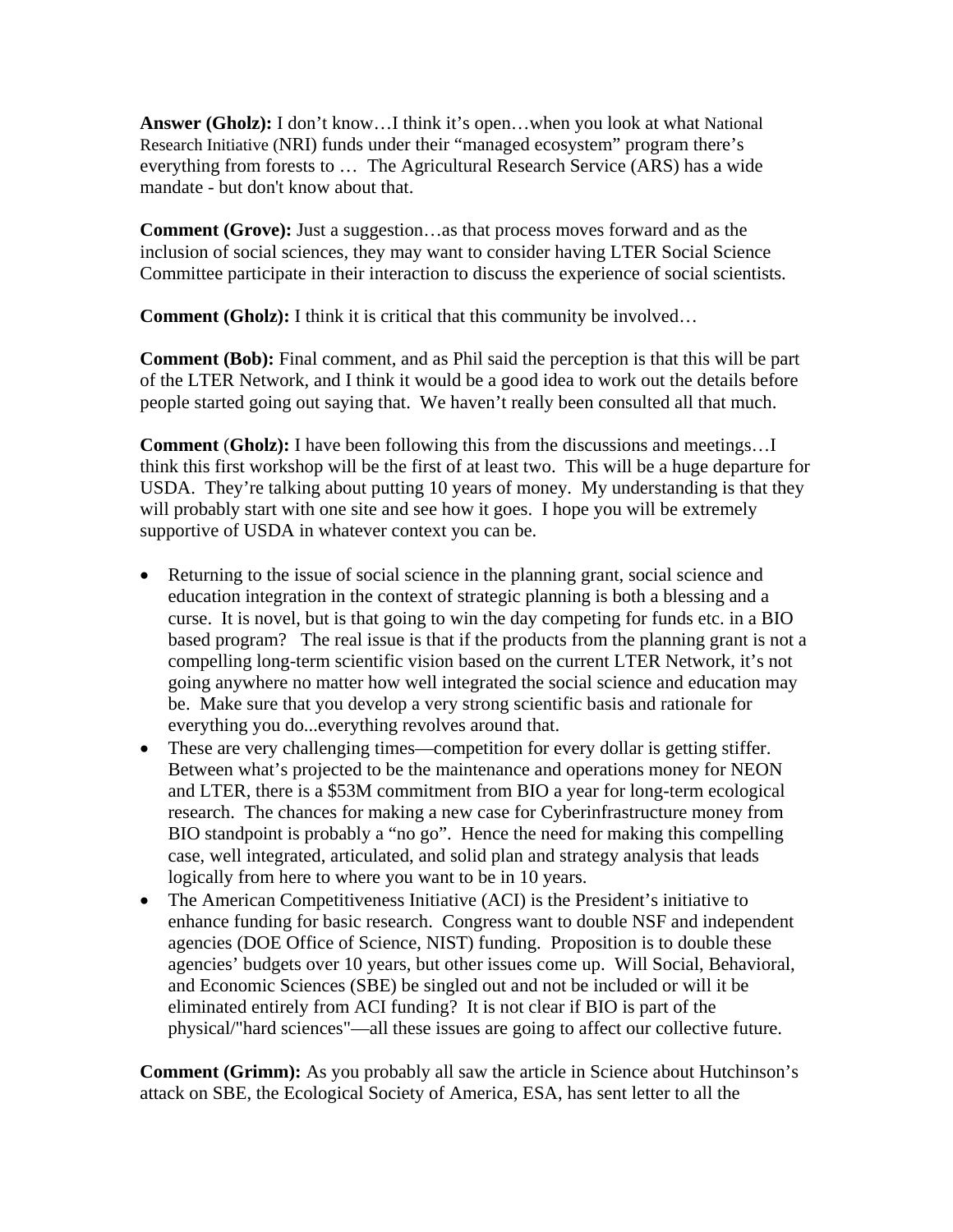**Answer (Gholz):** I don't know…I think it's open…when you look at what National Research Initiative (NRI) funds under their "managed ecosystem" program there's everything from forests to … The Agricultural Research Service (ARS) has a wide mandate - but don't know about that.

**Comment (Grove):** Just a suggestion…as that process moves forward and as the inclusion of social sciences, they may want to consider having LTER Social Science Committee participate in their interaction to discuss the experience of social scientists.

**Comment (Gholz):** I think it is critical that this community be involved…

**Comment (Bob):** Final comment, and as Phil said the perception is that this will be part of the LTER Network, and I think it would be a good idea to work out the details before people started going out saying that. We haven't really been consulted all that much.

**Comment** (**Gholz):** I have been following this from the discussions and meetings…I think this first workshop will be the first of at least two. This will be a huge departure for USDA. They're talking about putting 10 years of money. My understanding is that they will probably start with one site and see how it goes. I hope you will be extremely supportive of USDA in whatever context you can be.

- Returning to the issue of social science in the planning grant, social science and education integration in the context of strategic planning is both a blessing and a curse. It is novel, but is that going to win the day competing for funds etc. in a BIO based program? The real issue is that if the products from the planning grant is not a compelling long-term scientific vision based on the current LTER Network, it's not going anywhere no matter how well integrated the social science and education may be. Make sure that you develop a very strong scientific basis and rationale for everything you do...everything revolves around that.
- These are very challenging times—competition for every dollar is getting stiffer. Between what's projected to be the maintenance and operations money for NEON and LTER, there is a $53M commitment from BIO a year for long-term ecological research. The chances for making a new case for Cyberinfrastructure money from BIO standpoint is probably a "no go". Hence the need for making this compelling case, well integrated, articulated, and solid plan and strategy analysis that leads logically from here to where you want to be in 10 years.
- The American Competitiveness Initiative (ACI) is the President's initiative to enhance funding for basic research. Congress want to double NSF and independent agencies (DOE Office of Science, NIST) funding. Proposition is to double these agencies' budgets over 10 years, but other issues come up. Will Social, Behavioral, and Economic Sciences (SBE) be singled out and not be included or will it be eliminated entirely from ACI funding? It is not clear if BIO is part of the physical/"hard sciences"—all these issues are going to affect our collective future.

**Comment (Grimm):** As you probably all saw the article in Science about Hutchinson's attack on SBE, the Ecological Society of America, ESA, has sent letter to all the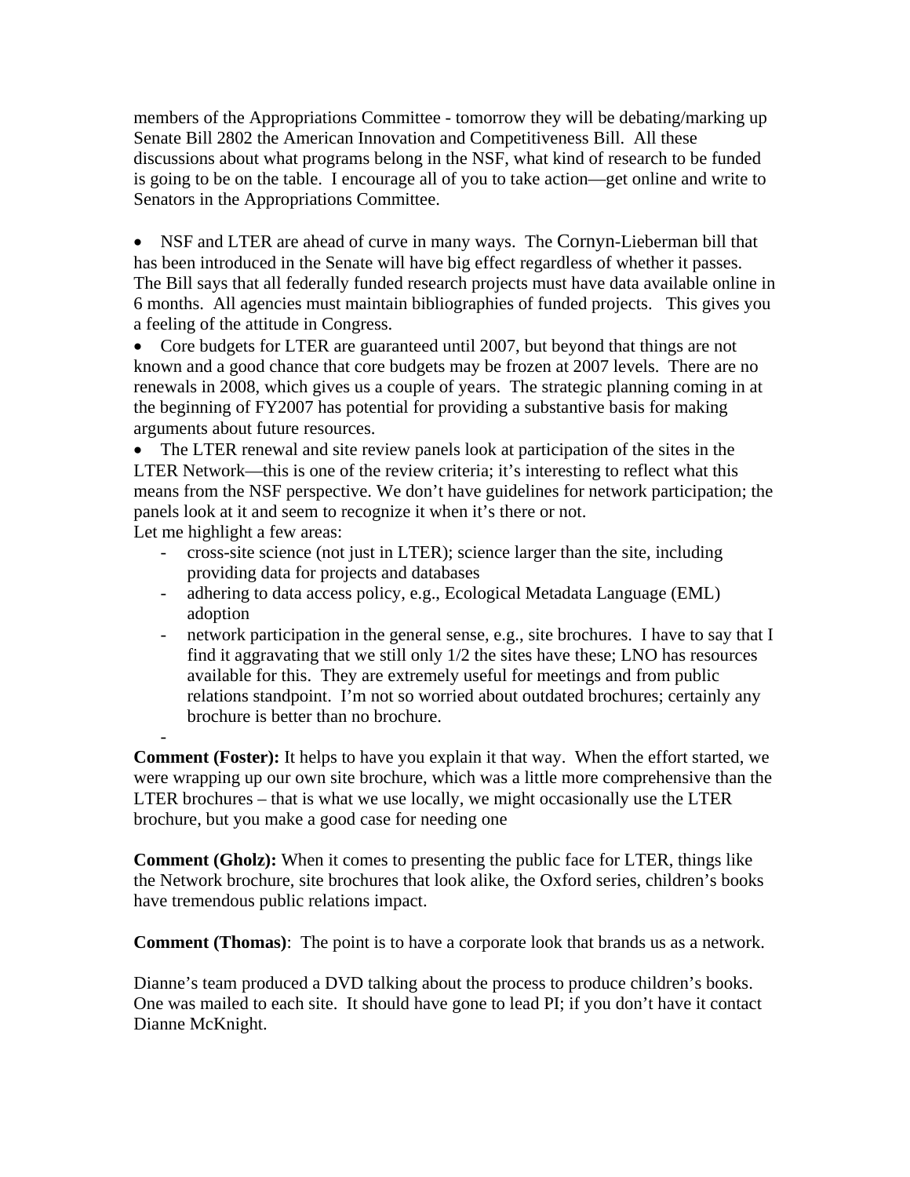members of the Appropriations Committee - tomorrow they will be debating/marking up Senate Bill 2802 the American Innovation and Competitiveness Bill. All these discussions about what programs belong in the NSF, what kind of research to be funded is going to be on the table. I encourage all of you to take action—get online and write to Senators in the Appropriations Committee.

- NSF and LTER are ahead of curve in many ways. The Cornyn-Lieberman bill that has been introduced in the Senate will have big effect regardless of whether it passes. The Bill says that all federally funded research projects must have data available online in 6 months. All agencies must maintain bibliographies of funded projects. This gives you a feeling of the attitude in Congress.
- Core budgets for LTER are guaranteed until 2007, but beyond that things are not known and a good chance that core budgets may be frozen at 2007 levels. There are no renewals in 2008, which gives us a couple of years. The strategic planning coming in at the beginning of FY2007 has potential for providing a substantive basis for making arguments about future resources.
- The LTER renewal and site review panels look at participation of the sites in the LTER Network—this is one of the review criteria; it's interesting to reflect what this means from the NSF perspective. We don't have guidelines for network participation; the panels look at it and seem to recognize it when it's there or not.

Let me highlight a few areas:

- cross-site science (not just in LTER); science larger than the site, including providing data for projects and databases
- adhering to data access policy, e.g., Ecological Metadata Language (EML) adoption
- network participation in the general sense, e.g., site brochures. I have to say that I find it aggravating that we still only 1/2 the sites have these; LNO has resources available for this. They are extremely useful for meetings and from public relations standpoint. I'm not so worried about outdated brochures; certainly any brochure is better than no brochure.
-

**Comment (Foster):** It helps to have you explain it that way. When the effort started, we were wrapping up our own site brochure, which was a little more comprehensive than the LTER brochures – that is what we use locally, we might occasionally use the LTER brochure, but you make a good case for needing one

**Comment (Gholz):** When it comes to presenting the public face for LTER, things like the Network brochure, site brochures that look alike, the Oxford series, children's books have tremendous public relations impact.

**Comment (Thomas)**: The point is to have a corporate look that brands us as a network.

Dianne's team produced a DVD talking about the process to produce children's books. One was mailed to each site. It should have gone to lead PI; if you don't have it contact Dianne McKnight.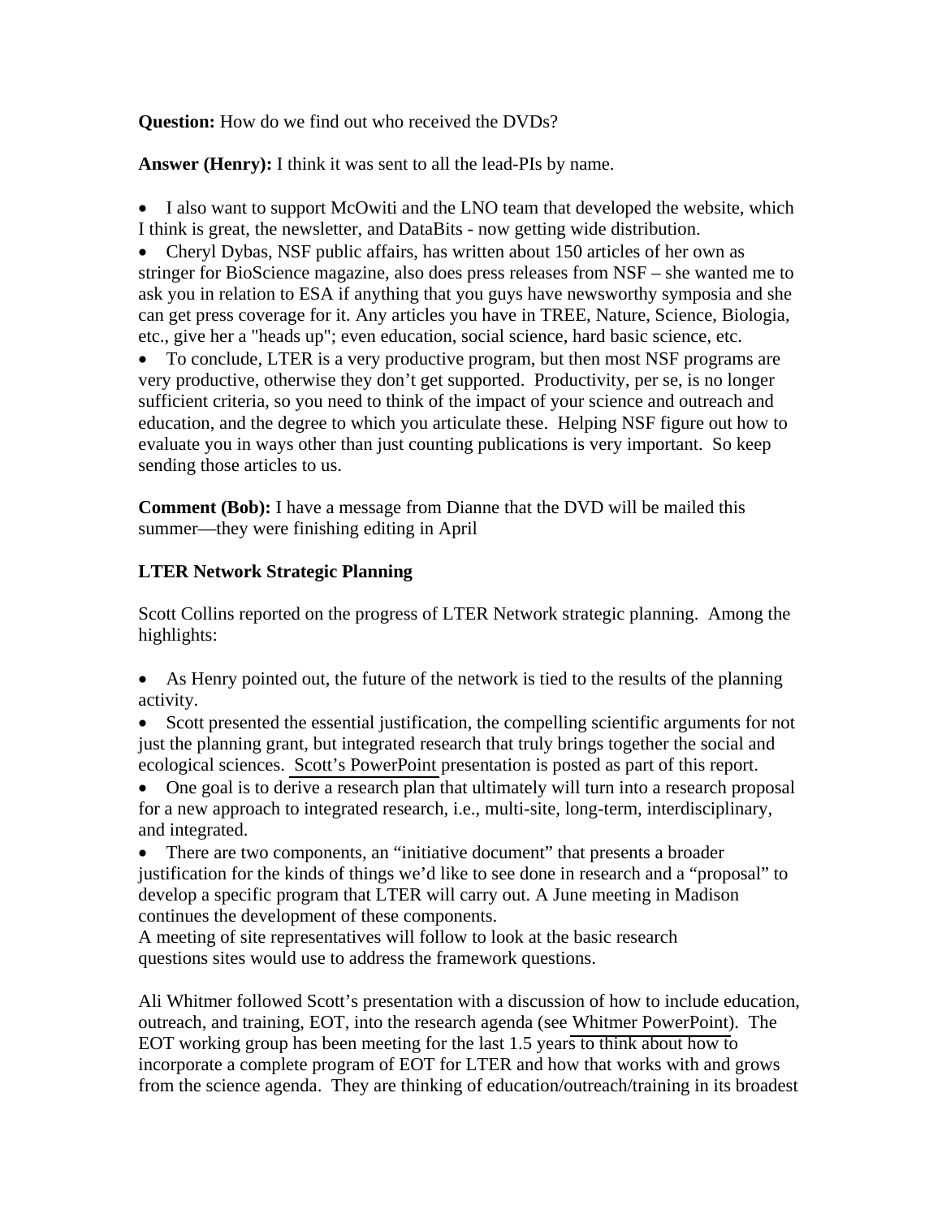**Question:** How do we find out who received the DVDs?

**Answer (Henry):** I think it was sent to all the lead-PIs by name.

- I also want to support McOwiti and the LNO team that developed the website, which I think is great, the newsletter, and DataBits - now getting wide distribution.
- Cheryl Dybas, NSF public affairs, has written about 150 articles of her own as stringer for BioScience magazine, also does press releases from NSF – she wanted me to ask you in relation to ESA if anything that you guys have newsworthy symposia and she can get press coverage for it. Any articles you have in TREE, Nature, Science, Biologia, etc., give her a "heads up"; even education, social science, hard basic science, etc.
- To conclude, LTER is a very productive program, but then most NSF programs are very productive, otherwise they don't get supported. Productivity, per se, is no longer sufficient criteria, so you need to think of the impact of your science and outreach and education, and the degree to which you articulate these. Helping NSF figure out how to evaluate you in ways other than just counting publications is very important. So keep sending those articles to us.

**Comment (Bob):** I have a message from Dianne that the DVD will be mailed this summer—they were finishing editing in April

**LTER Network Strategic Planning**

Scott Collins reported on the progress of LTER Network strategic planning. Among the highlights:

- As Henry pointed out, the future of the network is tied to the results of the planning activity.
- Scott presented the essential justification, the compelling scientific arguments for not just the planning grant, but integrated research that truly brings together the social and ecological sciences. Scott's PowerPoint presentation is posted as part of this report.
- One goal is to derive a research plan that ultimately will turn into a research proposal for a new approach to integrated research, i.e., multi-site, long-term, interdisciplinary, and integrated.
- There are two components, an "initiative document" that presents a broader justification for the kinds of things we'd like to see done in research and a "proposal" to develop a specific program that LTER will carry out. A June meeting in Madison continues the development of these components.

A meeting of site representatives will follow to look at the basic research questions sites would use to address the framework questions.

Ali Whitmer followed Scott's presentation with a discussion of how to include education, outreach, and training, EOT, into the research agenda (see Whitmer PowerPoint). The EOT working group has been meeting for the last 1.5 years to think about how to incorporate a complete program of EOT for LTER and how that works with and grows from the science agenda. They are thinking of education/outreach/training in its broadest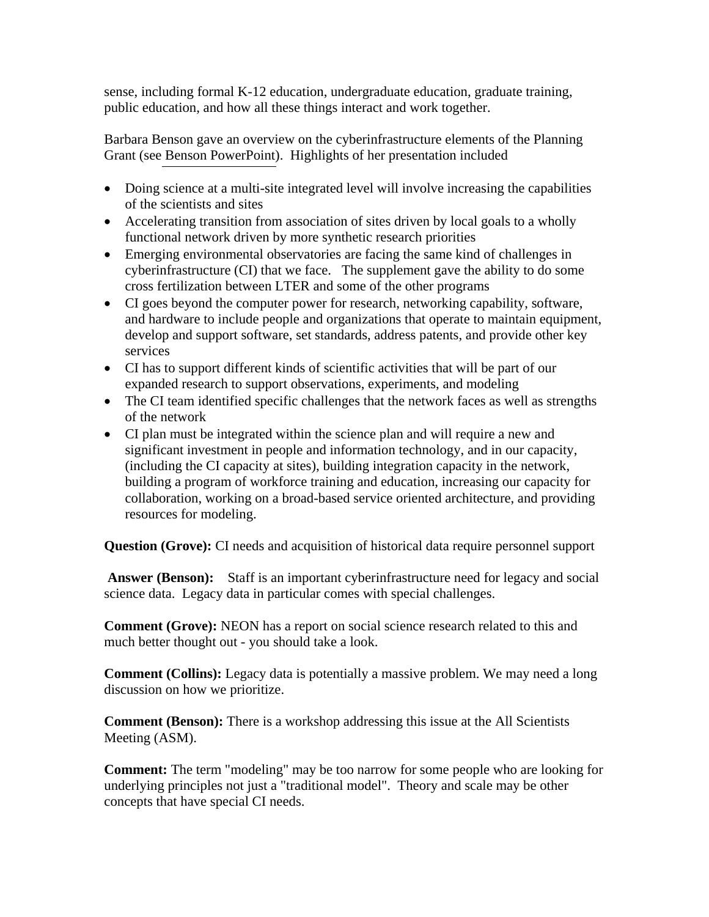sense, including formal K-12 education, undergraduate education, graduate training, public education, and how all these things interact and work together.

Barbara Benson gave an overview on the cyberinfrastructure elements of the Planning Grant (see Benson PowerPoint). Highlights of her presentation included

- Doing science at a multi-site integrated level will involve increasing the capabilities of the scientists and sites
- Accelerating transition from association of sites driven by local goals to a wholly functional network driven by more synthetic research priorities
- Emerging environmental observatories are facing the same kind of challenges in cyberinfrastructure (CI) that we face. The supplement gave the ability to do some cross fertilization between LTER and some of the other programs
- CI goes beyond the computer power for research, networking capability, software, and hardware to include people and organizations that operate to maintain equipment, develop and support software, set standards, address patents, and provide other key services
- CI has to support different kinds of scientific activities that will be part of our expanded research to support observations, experiments, and modeling
- The CI team identified specific challenges that the network faces as well as strengths of the network
- CI plan must be integrated within the science plan and will require a new and significant investment in people and information technology, and in our capacity, (including the CI capacity at sites), building integration capacity in the network, building a program of workforce training and education, increasing our capacity for collaboration, working on a broad-based service oriented architecture, and providing resources for modeling.

**Question (Grove):** CI needs and acquisition of historical data require personnel support

**Answer (Benson):** Staff is an important cyberinfrastructure need for legacy and social science data. Legacy data in particular comes with special challenges.

**Comment (Grove):** NEON has a report on social science research related to this and much better thought out - you should take a look.

**Comment (Collins):** Legacy data is potentially a massive problem. We may need a long discussion on how we prioritize.

**Comment (Benson):** There is a workshop addressing this issue at the All Scientists Meeting (ASM).

**Comment:** The term "modeling" may be too narrow for some people who are looking for underlying principles not just a "traditional model". Theory and scale may be other concepts that have special CI needs.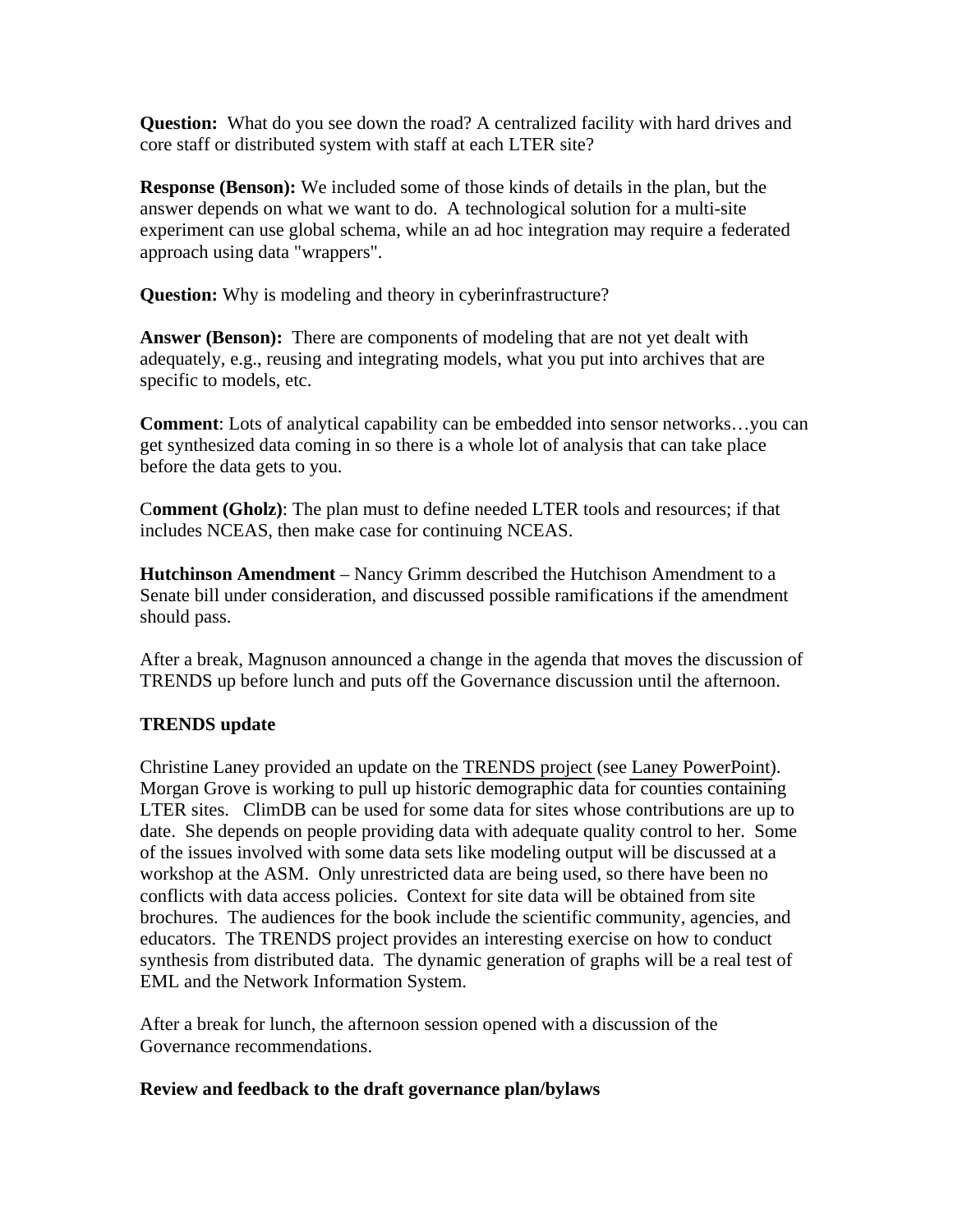**Question:** What do you see down the road? A centralized facility with hard drives and core staff or distributed system with staff at each LTER site?

**Response (Benson):** We included some of those kinds of details in the plan, but the answer depends on what we want to do. A technological solution for a multi-site experiment can use global schema, while an ad hoc integration may require a federated approach using data "wrappers".

**Question:** Why is modeling and theory in cyberinfrastructure?

**Answer (Benson):** There are components of modeling that are not yet dealt with adequately, e.g., reusing and integrating models, what you put into archives that are specific to models, etc.

**Comment**: Lots of analytical capability can be embedded into sensor networks…you can get synthesized data coming in so there is a whole lot of analysis that can take place before the data gets to you.

C**omment (Gholz)**: The plan must to define needed LTER tools and resources; if that includes NCEAS, then make case for continuing NCEAS.

**Hutchinson Amendment** – Nancy Grimm described the Hutchison Amendment to a Senate bill under consideration, and discussed possible ramifications if the amendment should pass.

After a break, Magnuson announced a change in the agenda that moves the discussion of TRENDS up before lunch and puts off the Governance discussion until the afternoon.

**TRENDS update**

Christine Laney provided an update on the TRENDS project (see Laney PowerPoint). Morgan Grove is working to pull up historic demographic data for counties containing LTER sites. ClimDB can be used for some data for sites whose contributions are up to date. She depends on people providing data with adequate quality control to her. Some of the issues involved with some data sets like modeling output will be discussed at a workshop at the ASM. Only unrestricted data are being used, so there have been no conflicts with data access policies. Context for site data will be obtained from site brochures. The audiences for the book include the scientific community, agencies, and educators. The TRENDS project provides an interesting exercise on how to conduct synthesis from distributed data. The dynamic generation of graphs will be a real test of EML and the Network Information System.

After a break for lunch, the afternoon session opened with a discussion of the Governance recommendations.

**Review and feedback to the draft governance plan/bylaws**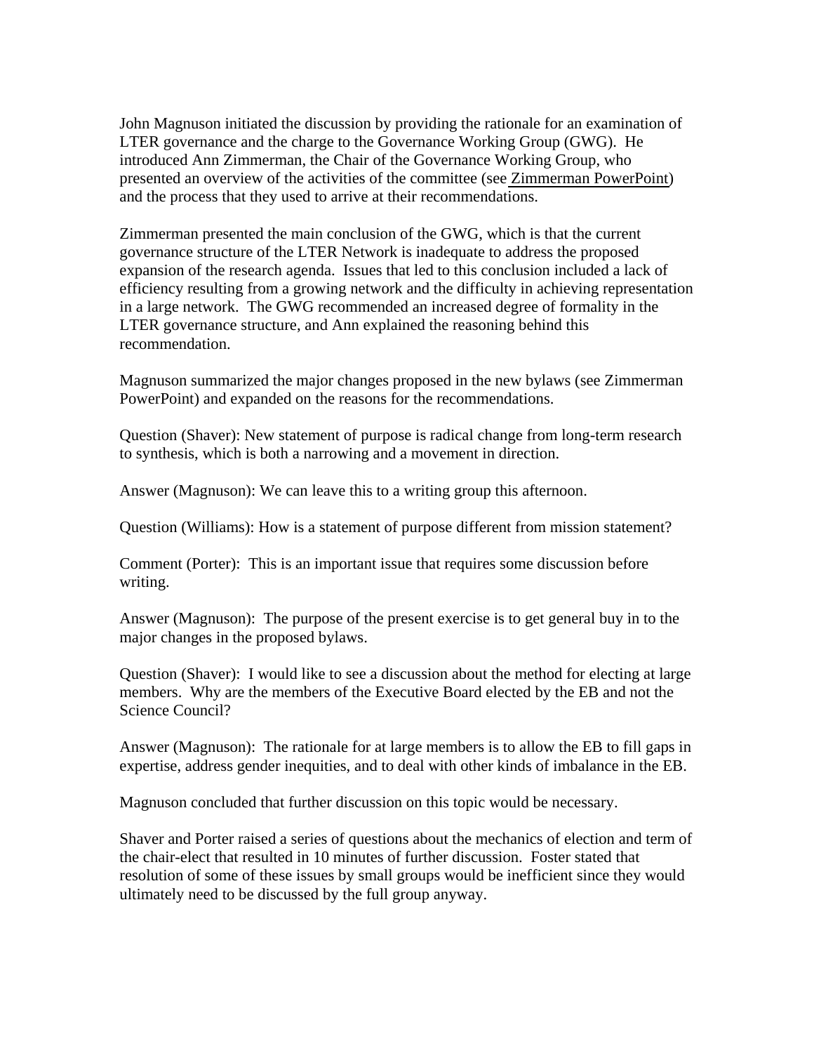John Magnuson initiated the discussion by providing the rationale for an examination of LTER governance and the charge to the Governance Working Group (GWG). He introduced Ann Zimmerman, the Chair of the Governance Working Group, who presented an overview of the activities of the committee (see Zimmerman PowerPoint) and the process that they used to arrive at their recommendations.

Zimmerman presented the main conclusion of the GWG, which is that the current governance structure of the LTER Network is inadequate to address the proposed expansion of the research agenda. Issues that led to this conclusion included a lack of efficiency resulting from a growing network and the difficulty in achieving representation in a large network. The GWG recommended an increased degree of formality in the LTER governance structure, and Ann explained the reasoning behind this recommendation.

Magnuson summarized the major changes proposed in the new bylaws (see Zimmerman PowerPoint) and expanded on the reasons for the recommendations.

Question (Shaver): New statement of purpose is radical change from long-term research to synthesis, which is both a narrowing and a movement in direction.

Answer (Magnuson): We can leave this to a writing group this afternoon.

Question (Williams): How is a statement of purpose different from mission statement?

Comment (Porter): This is an important issue that requires some discussion before writing.

Answer (Magnuson): The purpose of the present exercise is to get general buy in to the major changes in the proposed bylaws.

Question (Shaver): I would like to see a discussion about the method for electing at large members. Why are the members of the Executive Board elected by the EB and not the Science Council?

Answer (Magnuson): The rationale for at large members is to allow the EB to fill gaps in expertise, address gender inequities, and to deal with other kinds of imbalance in the EB.

Magnuson concluded that further discussion on this topic would be necessary.

Shaver and Porter raised a series of questions about the mechanics of election and term of the chair-elect that resulted in 10 minutes of further discussion. Foster stated that resolution of some of these issues by small groups would be inefficient since they would ultimately need to be discussed by the full group anyway.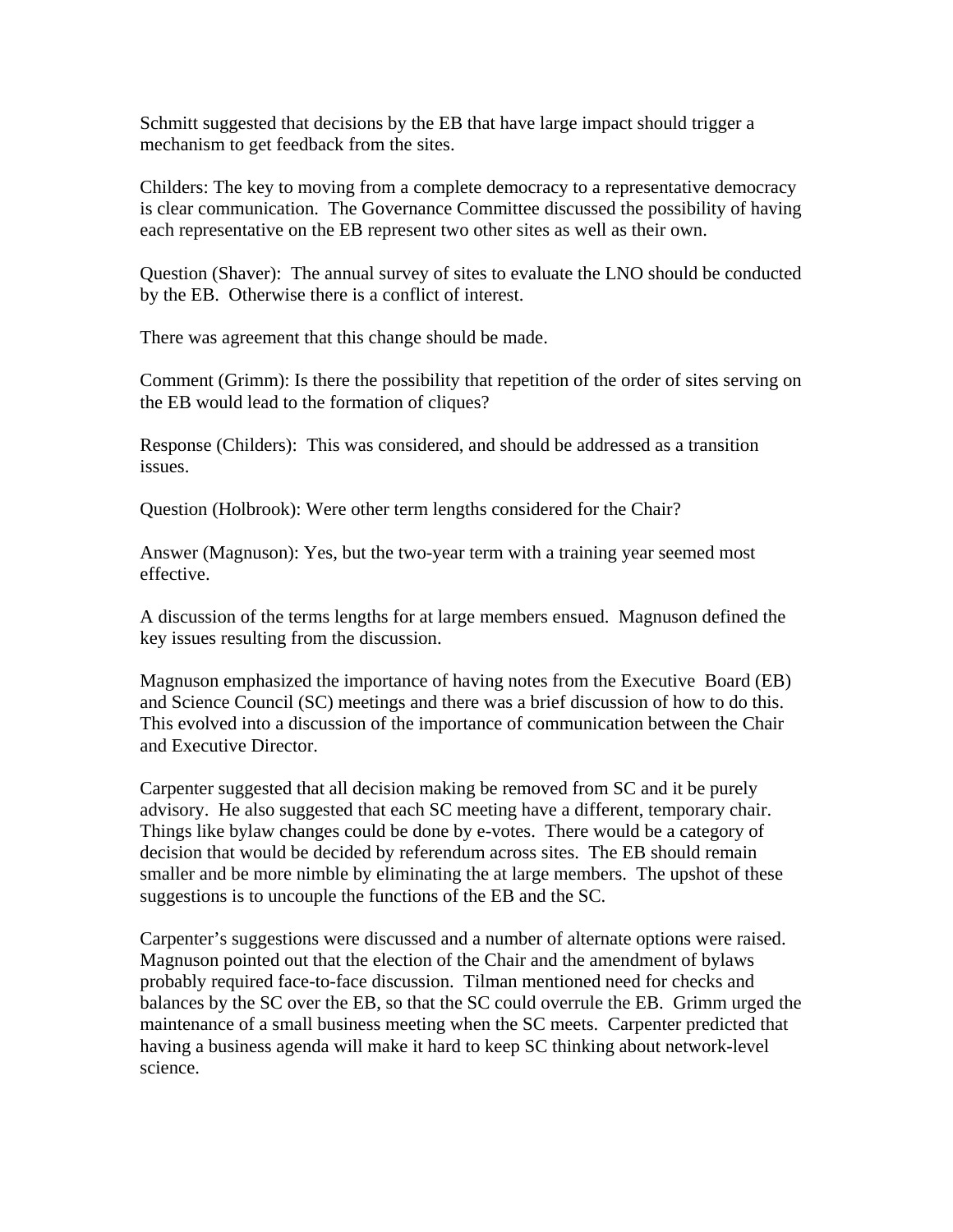Schmitt suggested that decisions by the EB that have large impact should trigger a mechanism to get feedback from the sites.

Childers: The key to moving from a complete democracy to a representative democracy is clear communication. The Governance Committee discussed the possibility of having each representative on the EB represent two other sites as well as their own.

Question (Shaver): The annual survey of sites to evaluate the LNO should be conducted by the EB. Otherwise there is a conflict of interest.

There was agreement that this change should be made.

Comment (Grimm): Is there the possibility that repetition of the order of sites serving on the EB would lead to the formation of cliques?

Response (Childers): This was considered, and should be addressed as a transition issues.

Question (Holbrook): Were other term lengths considered for the Chair?

Answer (Magnuson): Yes, but the two-year term with a training year seemed most effective.

A discussion of the terms lengths for at large members ensued. Magnuson defined the key issues resulting from the discussion.

Magnuson emphasized the importance of having notes from the Executive Board (EB) and Science Council (SC) meetings and there was a brief discussion of how to do this. This evolved into a discussion of the importance of communication between the Chair and Executive Director.

Carpenter suggested that all decision making be removed from SC and it be purely advisory. He also suggested that each SC meeting have a different, temporary chair. Things like bylaw changes could be done by e-votes. There would be a category of decision that would be decided by referendum across sites. The EB should remain smaller and be more nimble by eliminating the at large members. The upshot of these suggestions is to uncouple the functions of the EB and the SC.

Carpenter's suggestions were discussed and a number of alternate options were raised. Magnuson pointed out that the election of the Chair and the amendment of bylaws probably required face-to-face discussion. Tilman mentioned need for checks and balances by the SC over the EB, so that the SC could overrule the EB. Grimm urged the maintenance of a small business meeting when the SC meets. Carpenter predicted that having a business agenda will make it hard to keep SC thinking about network-level science.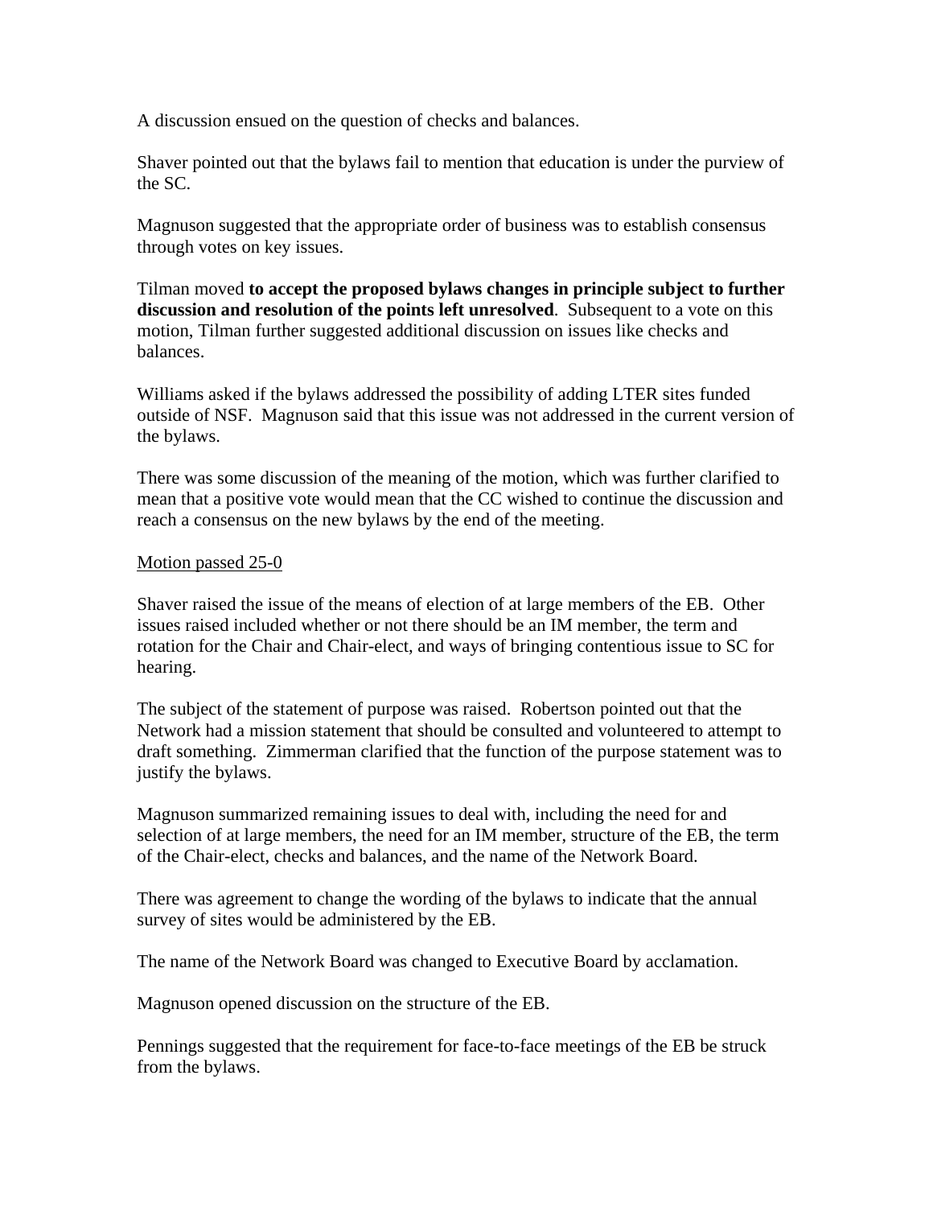A discussion ensued on the question of checks and balances.

Shaver pointed out that the bylaws fail to mention that education is under the purview of the SC.

Magnuson suggested that the appropriate order of business was to establish consensus through votes on key issues.

Tilman moved **to accept the proposed bylaws changes in principle subject to further discussion and resolution of the points left unresolved**. Subsequent to a vote on this motion, Tilman further suggested additional discussion on issues like checks and balances.

Williams asked if the bylaws addressed the possibility of adding LTER sites funded outside of NSF. Magnuson said that this issue was not addressed in the current version of the bylaws.

There was some discussion of the meaning of the motion, which was further clarified to mean that a positive vote would mean that the CC wished to continue the discussion and reach a consensus on the new bylaws by the end of the meeting.

<u>Motion passed 25-0</u>

Shaver raised the issue of the means of election of at large members of the EB. Other issues raised included whether or not there should be an IM member, the term and rotation for the Chair and Chair-elect, and ways of bringing contentious issue to SC for hearing.

The subject of the statement of purpose was raised. Robertson pointed out that the Network had a mission statement that should be consulted and volunteered to attempt to draft something. Zimmerman clarified that the function of the purpose statement was to justify the bylaws.

Magnuson summarized remaining issues to deal with, including the need for and selection of at large members, the need for an IM member, structure of the EB, the term of the Chair-elect, checks and balances, and the name of the Network Board.

There was agreement to change the wording of the bylaws to indicate that the annual survey of sites would be administered by the EB.

The name of the Network Board was changed to Executive Board by acclamation.

Magnuson opened discussion on the structure of the EB.

Pennings suggested that the requirement for face-to-face meetings of the EB be struck from the bylaws.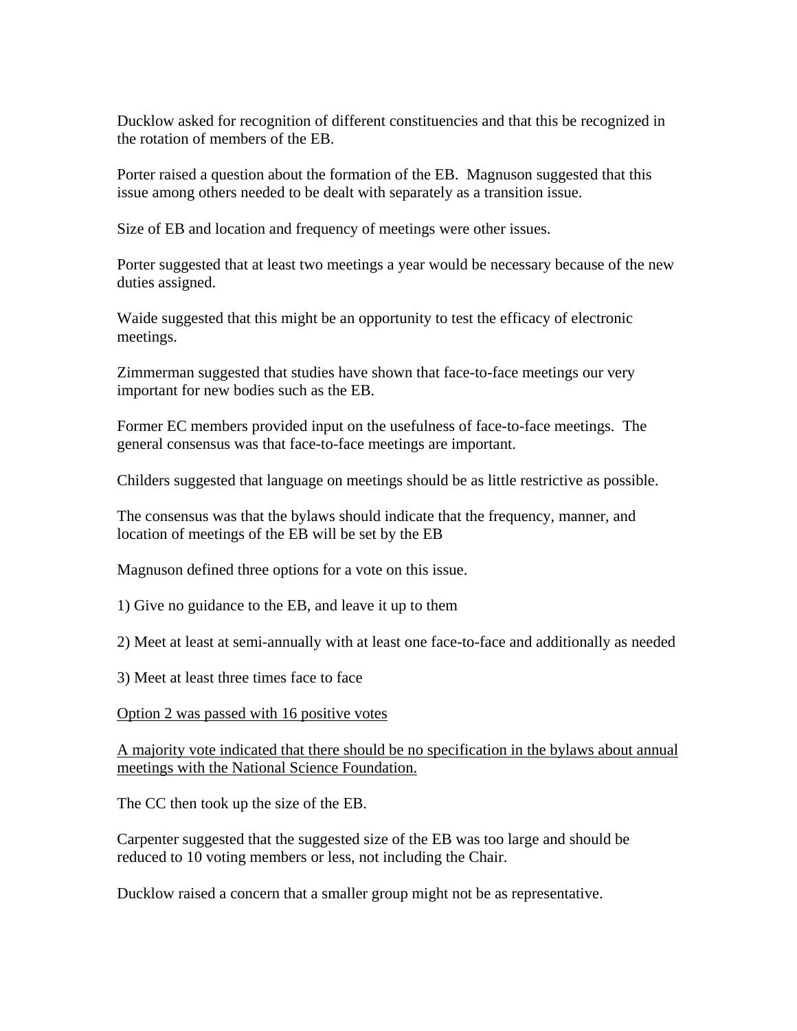Ducklow asked for recognition of different constituencies and that this be recognized in the rotation of members of the EB.

Porter raised a question about the formation of the EB. Magnuson suggested that this issue among others needed to be dealt with separately as a transition issue.

Size of EB and location and frequency of meetings were other issues.

Porter suggested that at least two meetings a year would be necessary because of the new duties assigned.

Waide suggested that this might be an opportunity to test the efficacy of electronic meetings.

Zimmerman suggested that studies have shown that face-to-face meetings our very important for new bodies such as the EB.

Former EC members provided input on the usefulness of face-to-face meetings. The general consensus was that face-to-face meetings are important.

Childers suggested that language on meetings should be as little restrictive as possible.

The consensus was that the bylaws should indicate that the frequency, manner, and location of meetings of the EB will be set by the EB

Magnuson defined three options for a vote on this issue.

1) Give no guidance to the EB, and leave it up to them

2) Meet at least at semi-annually with at least one face-to-face and additionally as needed

3) Meet at least three times face to face

<u>Option 2 was passed with 16 positive votes</u>

<u>A majority vote indicated that there should be no specification in the bylaws about annual meetings with the National Science Foundation.</u>

The CC then took up the size of the EB.

Carpenter suggested that the suggested size of the EB was too large and should be reduced to 10 voting members or less, not including the Chair.

Ducklow raised a concern that a smaller group might not be as representative.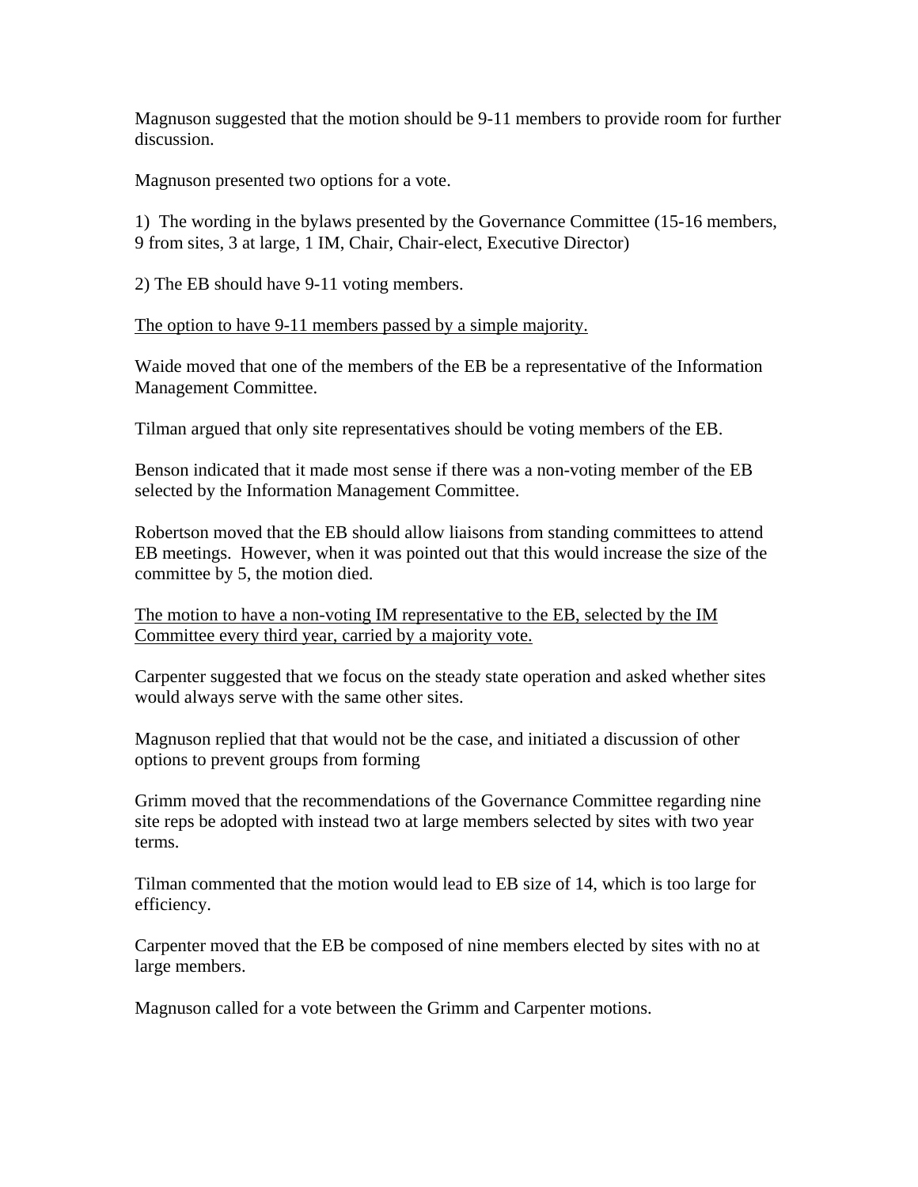Magnuson suggested that the motion should be 9-11 members to provide room for further discussion.

Magnuson presented two options for a vote.

1) The wording in the bylaws presented by the Governance Committee (15-16 members, 9 from sites, 3 at large, 1 IM, Chair, Chair-elect, Executive Director)

2) The EB should have 9-11 voting members.

<u>The option to have 9-11 members passed by a simple majority.</u>

Waide moved that one of the members of the EB be a representative of the Information Management Committee.

Tilman argued that only site representatives should be voting members of the EB.

Benson indicated that it made most sense if there was a non-voting member of the EB selected by the Information Management Committee.

Robertson moved that the EB should allow liaisons from standing committees to attend EB meetings. However, when it was pointed out that this would increase the size of the committee by 5, the motion died.

<u>The motion to have a non-voting IM representative to the EB, selected by the IM Committee every third year, carried by a majority vote.</u>

Carpenter suggested that we focus on the steady state operation and asked whether sites would always serve with the same other sites.

Magnuson replied that that would not be the case, and initiated a discussion of other options to prevent groups from forming

Grimm moved that the recommendations of the Governance Committee regarding nine site reps be adopted with instead two at large members selected by sites with two year terms.

Tilman commented that the motion would lead to EB size of 14, which is too large for efficiency.

Carpenter moved that the EB be composed of nine members elected by sites with no at large members.

Magnuson called for a vote between the Grimm and Carpenter motions.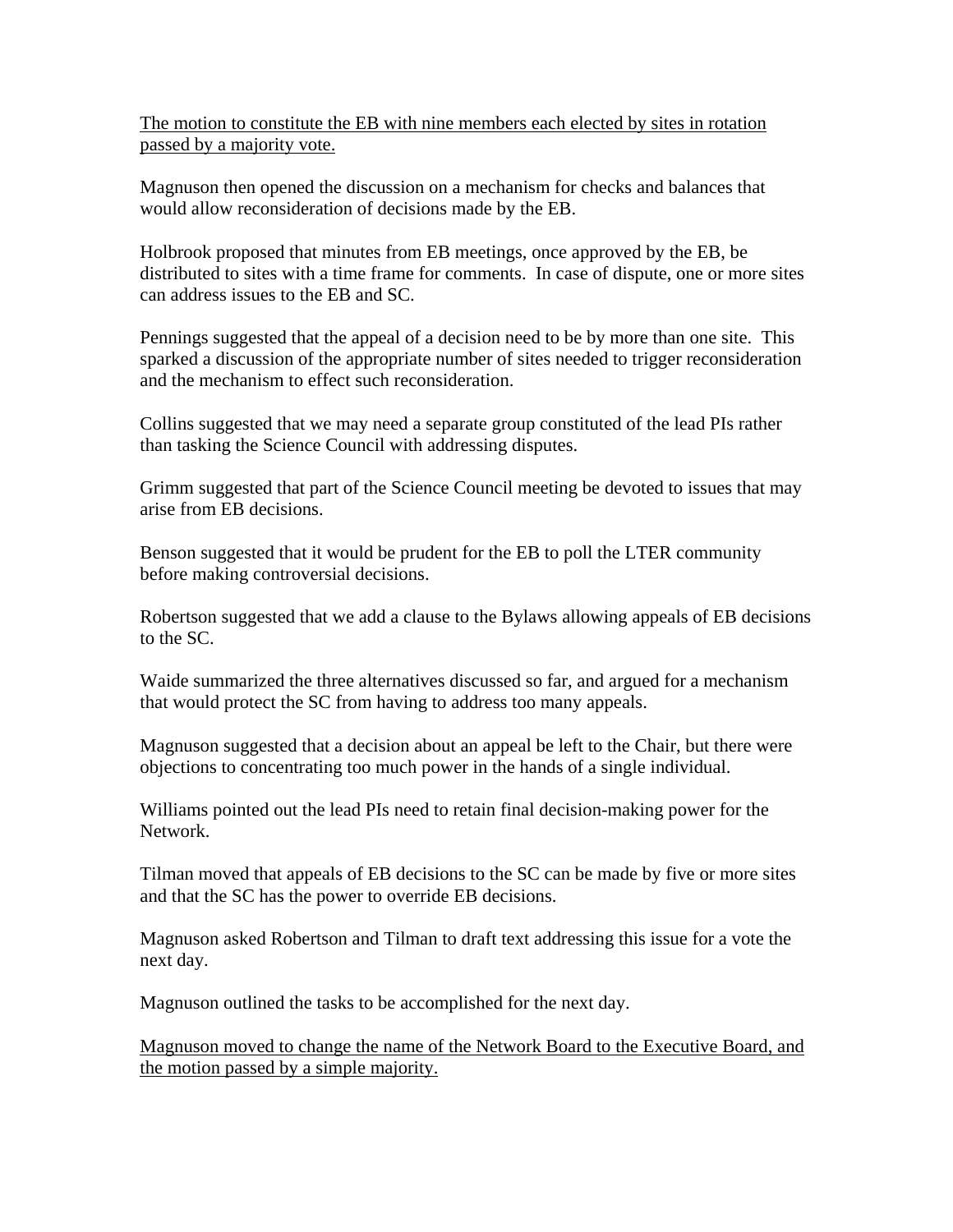<u>The motion to constitute the EB with nine members each elected by sites in rotation passed by a majority vote.</u>

Magnuson then opened the discussion on a mechanism for checks and balances that would allow reconsideration of decisions made by the EB.

Holbrook proposed that minutes from EB meetings, once approved by the EB, be distributed to sites with a time frame for comments. In case of dispute, one or more sites can address issues to the EB and SC.

Pennings suggested that the appeal of a decision need to be by more than one site. This sparked a discussion of the appropriate number of sites needed to trigger reconsideration and the mechanism to effect such reconsideration.

Collins suggested that we may need a separate group constituted of the lead PIs rather than tasking the Science Council with addressing disputes.

Grimm suggested that part of the Science Council meeting be devoted to issues that may arise from EB decisions.

Benson suggested that it would be prudent for the EB to poll the LTER community before making controversial decisions.

Robertson suggested that we add a clause to the Bylaws allowing appeals of EB decisions to the SC.

Waide summarized the three alternatives discussed so far, and argued for a mechanism that would protect the SC from having to address too many appeals.

Magnuson suggested that a decision about an appeal be left to the Chair, but there were objections to concentrating too much power in the hands of a single individual.

Williams pointed out the lead PIs need to retain final decision-making power for the Network.

Tilman moved that appeals of EB decisions to the SC can be made by five or more sites and that the SC has the power to override EB decisions.

Magnuson asked Robertson and Tilman to draft text addressing this issue for a vote the next day.

Magnuson outlined the tasks to be accomplished for the next day.

<u>Magnuson moved to change the name of the Network Board to the Executive Board, and the motion passed by a simple majority.</u>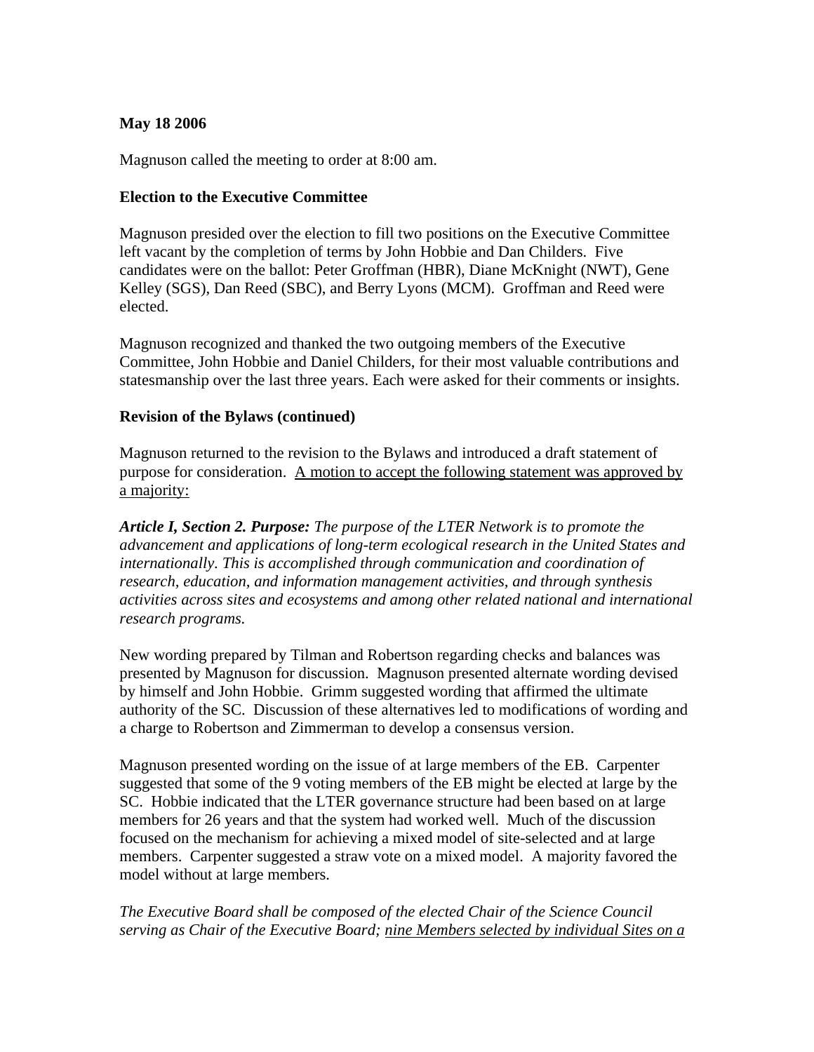**May 18 2006**

Magnuson called the meeting to order at 8:00 am.

**Election to the Executive Committee**

Magnuson presided over the election to fill two positions on the Executive Committee left vacant by the completion of terms by John Hobbie and Dan Childers. Five candidates were on the ballot: Peter Groffman (HBR), Diane McKnight (NWT), Gene Kelley (SGS), Dan Reed (SBC), and Berry Lyons (MCM). Groffman and Reed were elected.

Magnuson recognized and thanked the two outgoing members of the Executive Committee, John Hobbie and Daniel Childers, for their most valuable contributions and statesmanship over the last three years. Each were asked for their comments or insights.

**Revision of the Bylaws (continued)**

Magnuson returned to the revision to the Bylaws and introduced a draft statement of purpose for consideration. <u>A motion to accept the following statement was approved by a majority:</u>

***Article I, Section 2. Purpose:*** *The purpose of the LTER Network is to promote the advancement and applications of long-term ecological research in the United States and internationally. This is accomplished through communication and coordination of research, education, and information management activities, and through synthesis activities across sites and ecosystems and among other related national and international research programs.*

New wording prepared by Tilman and Robertson regarding checks and balances was presented by Magnuson for discussion. Magnuson presented alternate wording devised by himself and John Hobbie. Grimm suggested wording that affirmed the ultimate authority of the SC. Discussion of these alternatives led to modifications of wording and a charge to Robertson and Zimmerman to develop a consensus version.

Magnuson presented wording on the issue of at large members of the EB. Carpenter suggested that some of the 9 voting members of the EB might be elected at large by the SC. Hobbie indicated that the LTER governance structure had been based on at large members for 26 years and that the system had worked well. Much of the discussion focused on the mechanism for achieving a mixed model of site-selected and at large members. Carpenter suggested a straw vote on a mixed model. A majority favored the model without at large members.

*The Executive Board shall be composed of the elected Chair of the Science Council serving as Chair of the Executive Board; <u>nine Members selected by individual Sites on a</u>*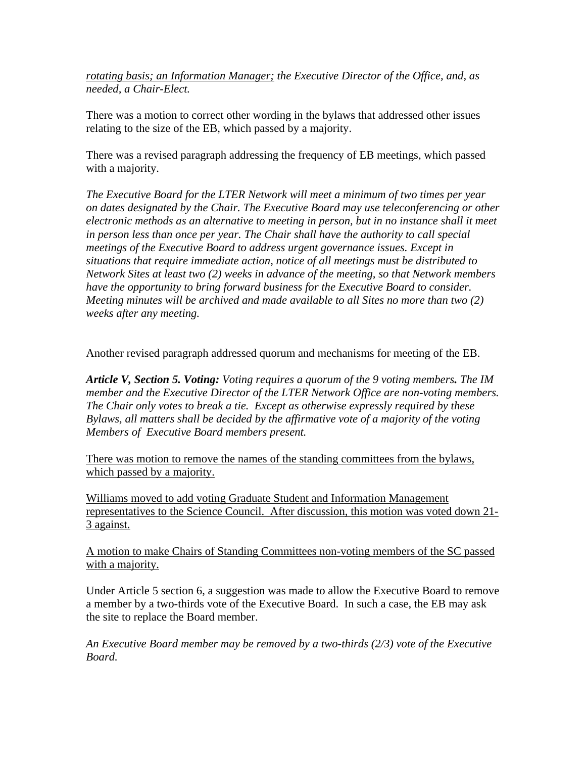*<u>rotating basis; an Information Manager;</u> the Executive Director of the Office, and, as needed, a Chair-Elect.*

There was a motion to correct other wording in the bylaws that addressed other issues relating to the size of the EB, which passed by a majority.

There was a revised paragraph addressing the frequency of EB meetings, which passed with a majority.

*The Executive Board for the LTER Network will meet a minimum of two times per year on dates designated by the Chair. The Executive Board may use teleconferencing or other electronic methods as an alternative to meeting in person, but in no instance shall it meet in person less than once per year. The Chair shall have the authority to call special meetings of the Executive Board to address urgent governance issues. Except in situations that require immediate action, notice of all meetings must be distributed to Network Sites at least two (2) weeks in advance of the meeting, so that Network members have the opportunity to bring forward business for the Executive Board to consider. Meeting minutes will be archived and made available to all Sites no more than two (2) weeks after any meeting.*

Another revised paragraph addressed quorum and mechanisms for meeting of the EB.

***Article V, Section 5. Voting:*** *Voting requires a quorum of the 9 voting members**.** The IM member and the Executive Director of the LTER Network Office are non-voting members. The Chair only votes to break a tie. Except as otherwise expressly required by these Bylaws, all matters shall be decided by the affirmative vote of a majority of the voting Members of Executive Board members present.*

<u>There was motion to remove the names of the standing committees from the bylaws, which passed by a majority.</u>

<u>Williams moved to add voting Graduate Student and Information Management representatives to the Science Council. After discussion, this motion was voted down 21-3 against.</u>

<u>A motion to make Chairs of Standing Committees non-voting members of the SC passed with a majority.</u>

Under Article 5 section 6, a suggestion was made to allow the Executive Board to remove a member by a two-thirds vote of the Executive Board. In such a case, the EB may ask the site to replace the Board member.

*An Executive Board member may be removed by a two-thirds (2/3) vote of the Executive Board.*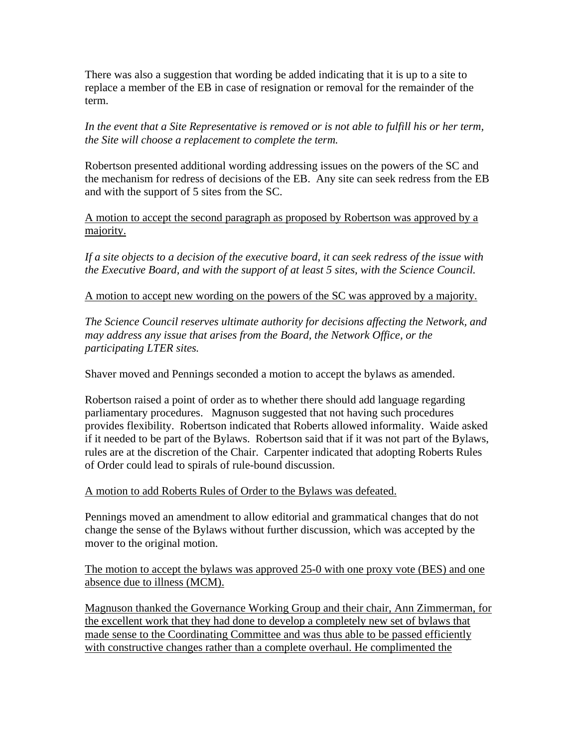There was also a suggestion that wording be added indicating that it is up to a site to replace a member of the EB in case of resignation or removal for the remainder of the term.

*In the event that a Site Representative is removed or is not able to fulfill his or her term, the Site will choose a replacement to complete the term.*

Robertson presented additional wording addressing issues on the powers of the SC and the mechanism for redress of decisions of the EB. Any site can seek redress from the EB and with the support of 5 sites from the SC.

<u>A motion to accept the second paragraph as proposed by Robertson was approved by a majority.</u>

*If a site objects to a decision of the executive board, it can seek redress of the issue with the Executive Board, and with the support of at least 5 sites, with the Science Council.*

<u>A motion to accept new wording on the powers of the SC was approved by a majority.</u>

*The Science Council reserves ultimate authority for decisions affecting the Network, and may address any issue that arises from the Board, the Network Office, or the participating LTER sites.*

Shaver moved and Pennings seconded a motion to accept the bylaws as amended.

Robertson raised a point of order as to whether there should add language regarding parliamentary procedures. Magnuson suggested that not having such procedures provides flexibility. Robertson indicated that Roberts allowed informality. Waide asked if it needed to be part of the Bylaws. Robertson said that if it was not part of the Bylaws, rules are at the discretion of the Chair. Carpenter indicated that adopting Roberts Rules of Order could lead to spirals of rule-bound discussion.

<u>A motion to add Roberts Rules of Order to the Bylaws was defeated.</u>

Pennings moved an amendment to allow editorial and grammatical changes that do not change the sense of the Bylaws without further discussion, which was accepted by the mover to the original motion.

<u>The motion to accept the bylaws was approved 25-0 with one proxy vote (BES) and one absence due to illness (MCM).</u>

<u>Magnuson thanked the Governance Working Group and their chair, Ann Zimmerman, for the excellent work that they had done to develop a completely new set of bylaws that made sense to the Coordinating Committee and was thus able to be passed efficiently with constructive changes rather than a complete overhaul. He complimented the</u>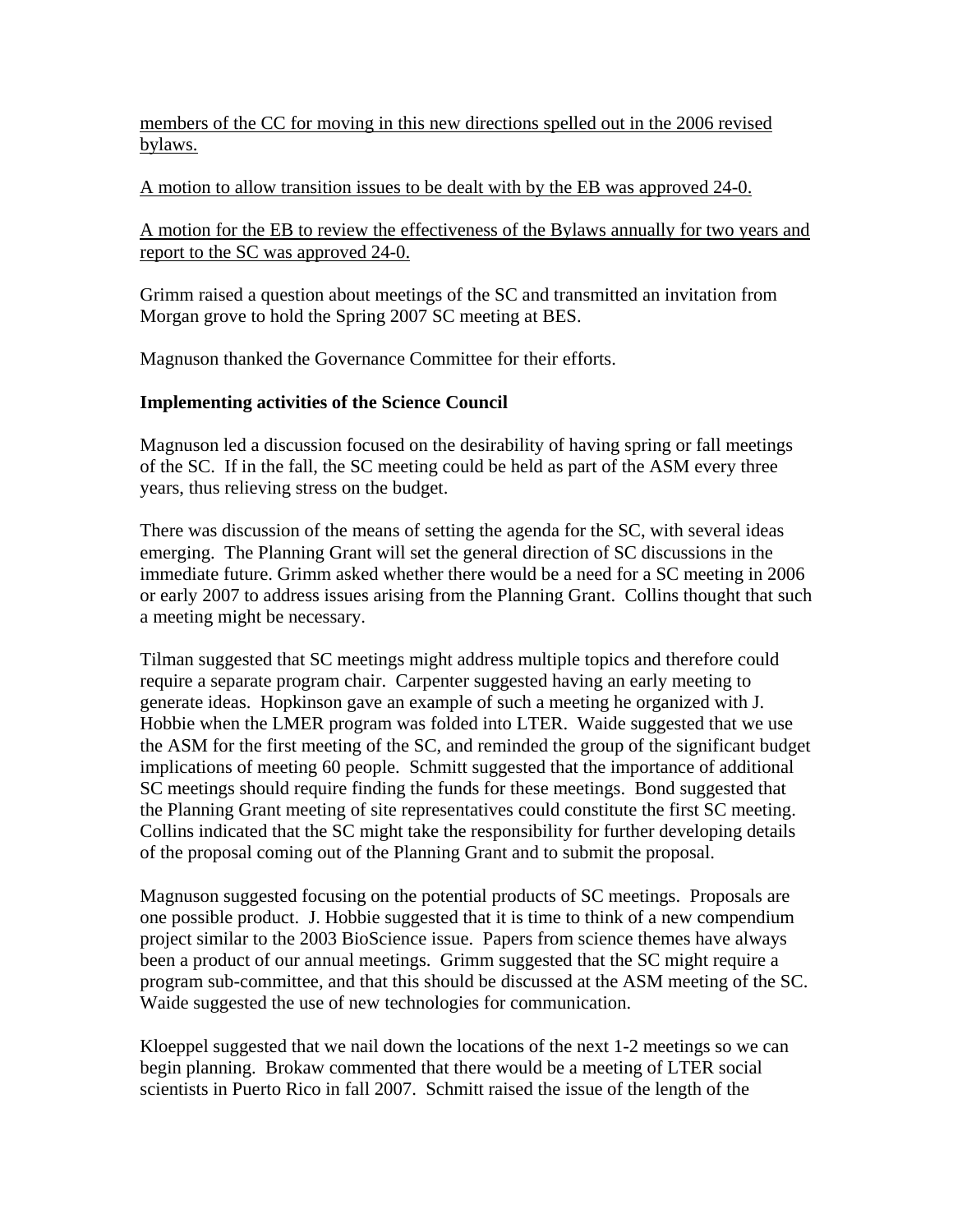<u>members of the CC for moving in this new directions spelled out in the 2006 revised bylaws.</u>

<u>A motion to allow transition issues to be dealt with by the EB was approved 24-0.</u>

<u>A motion for the EB to review the effectiveness of the Bylaws annually for two years and report to the SC was approved 24-0.</u>

Grimm raised a question about meetings of the SC and transmitted an invitation from Morgan grove to hold the Spring 2007 SC meeting at BES.

Magnuson thanked the Governance Committee for their efforts.

**Implementing activities of the Science Council**

Magnuson led a discussion focused on the desirability of having spring or fall meetings of the SC. If in the fall, the SC meeting could be held as part of the ASM every three years, thus relieving stress on the budget.

There was discussion of the means of setting the agenda for the SC, with several ideas emerging. The Planning Grant will set the general direction of SC discussions in the immediate future. Grimm asked whether there would be a need for a SC meeting in 2006 or early 2007 to address issues arising from the Planning Grant. Collins thought that such a meeting might be necessary.

Tilman suggested that SC meetings might address multiple topics and therefore could require a separate program chair. Carpenter suggested having an early meeting to generate ideas. Hopkinson gave an example of such a meeting he organized with J. Hobbie when the LMER program was folded into LTER. Waide suggested that we use the ASM for the first meeting of the SC, and reminded the group of the significant budget implications of meeting 60 people. Schmitt suggested that the importance of additional SC meetings should require finding the funds for these meetings. Bond suggested that the Planning Grant meeting of site representatives could constitute the first SC meeting. Collins indicated that the SC might take the responsibility for further developing details of the proposal coming out of the Planning Grant and to submit the proposal.

Magnuson suggested focusing on the potential products of SC meetings. Proposals are one possible product. J. Hobbie suggested that it is time to think of a new compendium project similar to the 2003 BioScience issue. Papers from science themes have always been a product of our annual meetings. Grimm suggested that the SC might require a program sub-committee, and that this should be discussed at the ASM meeting of the SC. Waide suggested the use of new technologies for communication.

Kloeppel suggested that we nail down the locations of the next 1-2 meetings so we can begin planning. Brokaw commented that there would be a meeting of LTER social scientists in Puerto Rico in fall 2007. Schmitt raised the issue of the length of the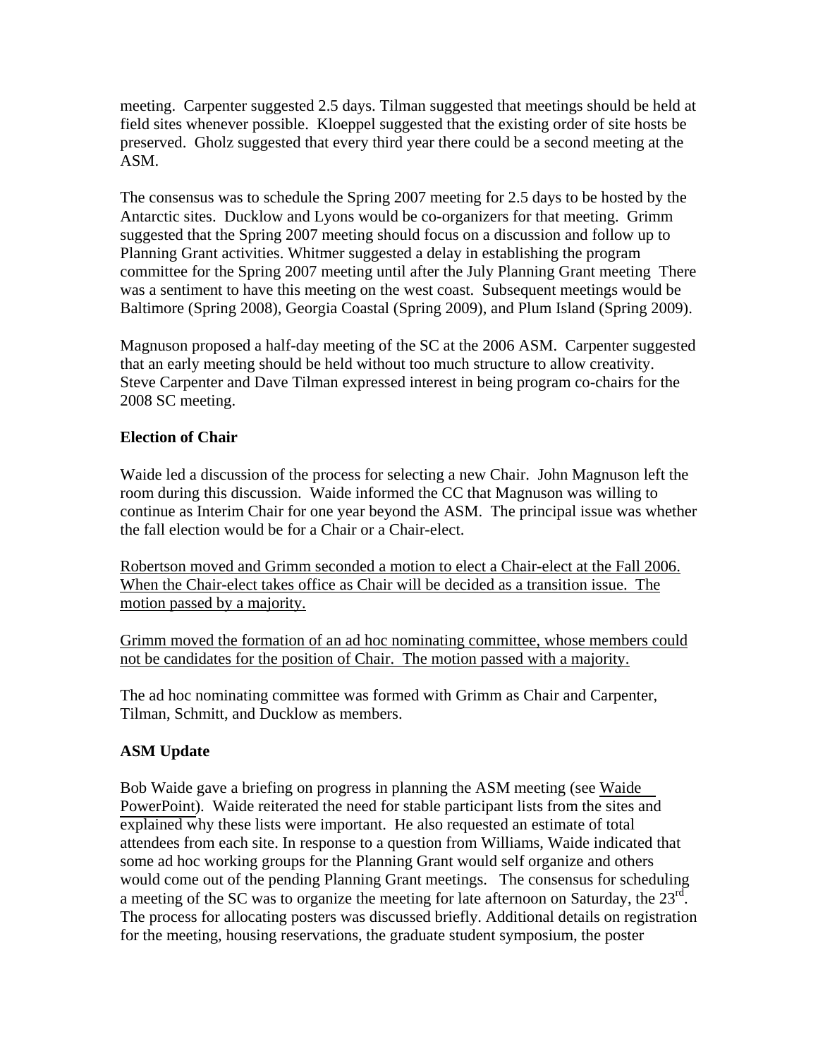meeting. Carpenter suggested 2.5 days. Tilman suggested that meetings should be held at field sites whenever possible. Kloeppel suggested that the existing order of site hosts be preserved. Gholz suggested that every third year there could be a second meeting at the ASM.

The consensus was to schedule the Spring 2007 meeting for 2.5 days to be hosted by the Antarctic sites. Ducklow and Lyons would be co-organizers for that meeting. Grimm suggested that the Spring 2007 meeting should focus on a discussion and follow up to Planning Grant activities. Whitmer suggested a delay in establishing the program committee for the Spring 2007 meeting until after the July Planning Grant meeting There was a sentiment to have this meeting on the west coast. Subsequent meetings would be Baltimore (Spring 2008), Georgia Coastal (Spring 2009), and Plum Island (Spring 2009).

Magnuson proposed a half-day meeting of the SC at the 2006 ASM. Carpenter suggested that an early meeting should be held without too much structure to allow creativity. Steve Carpenter and Dave Tilman expressed interest in being program co-chairs for the 2008 SC meeting.

### Election of Chair

Waide led a discussion of the process for selecting a new Chair. John Magnuson left the room during this discussion. Waide informed the CC that Magnuson was willing to continue as Interim Chair for one year beyond the ASM. The principal issue was whether the fall election would be for a Chair or a Chair-elect.

<u>Robertson moved and Grimm seconded a motion to elect a Chair-elect at the Fall 2006. When the Chair-elect takes office as Chair will be decided as a transition issue. The motion passed by a majority.</u>

<u>Grimm moved the formation of an ad hoc nominating committee, whose members could not be candidates for the position of Chair. The motion passed with a majority.</u>

The ad hoc nominating committee was formed with Grimm as Chair and Carpenter, Tilman, Schmitt, and Ducklow as members.

### ASM Update

Bob Waide gave a briefing on progress in planning the ASM meeting (see <u>Waide PowerPoint</u>). Waide reiterated the need for stable participant lists from the sites and explained why these lists were important. He also requested an estimate of total attendees from each site. In response to a question from Williams, Waide indicated that some ad hoc working groups for the Planning Grant would self organize and others would come out of the pending Planning Grant meetings. The consensus for scheduling a meeting of the SC was to organize the meeting for late afternoon on Saturday, the 23rd. The process for allocating posters was discussed briefly. Additional details on registration for the meeting, housing reservations, the graduate student symposium, the poster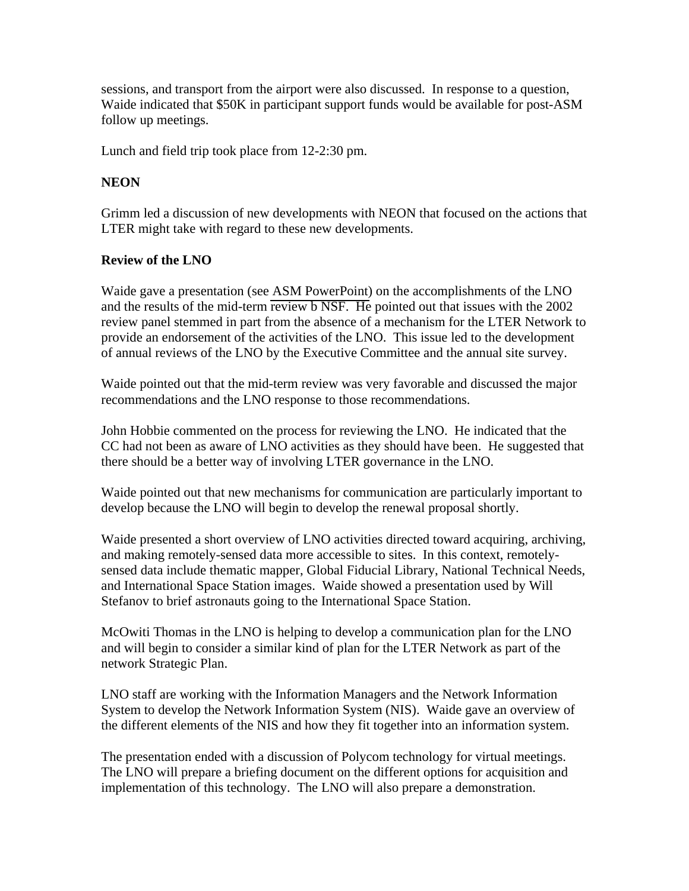sessions, and transport from the airport were also discussed. In response to a question, Waide indicated that $50K in participant support funds would be available for post-ASM follow up meetings.

Lunch and field trip took place from 12-2:30 pm.

**NEON**

Grimm led a discussion of new developments with NEON that focused on the actions that LTER might take with regard to these new developments.

**Review of the LNO**

Waide gave a presentation (see ASM PowerPoint) on the accomplishments of the LNO and the results of the mid-term review b NSF. He pointed out that issues with the 2002 review panel stemmed in part from the absence of a mechanism for the LTER Network to provide an endorsement of the activities of the LNO. This issue led to the development of annual reviews of the LNO by the Executive Committee and the annual site survey.

Waide pointed out that the mid-term review was very favorable and discussed the major recommendations and the LNO response to those recommendations.

John Hobbie commented on the process for reviewing the LNO. He indicated that the CC had not been as aware of LNO activities as they should have been. He suggested that there should be a better way of involving LTER governance in the LNO.

Waide pointed out that new mechanisms for communication are particularly important to develop because the LNO will begin to develop the renewal proposal shortly.

Waide presented a short overview of LNO activities directed toward acquiring, archiving, and making remotely-sensed data more accessible to sites. In this context, remotely-sensed data include thematic mapper, Global Fiducial Library, National Technical Needs, and International Space Station images. Waide showed a presentation used by Will Stefanov to brief astronauts going to the International Space Station.

McOwiti Thomas in the LNO is helping to develop a communication plan for the LNO and will begin to consider a similar kind of plan for the LTER Network as part of the network Strategic Plan.

LNO staff are working with the Information Managers and the Network Information System to develop the Network Information System (NIS). Waide gave an overview of the different elements of the NIS and how they fit together into an information system.

The presentation ended with a discussion of Polycom technology for virtual meetings. The LNO will prepare a briefing document on the different options for acquisition and implementation of this technology. The LNO will also prepare a demonstration.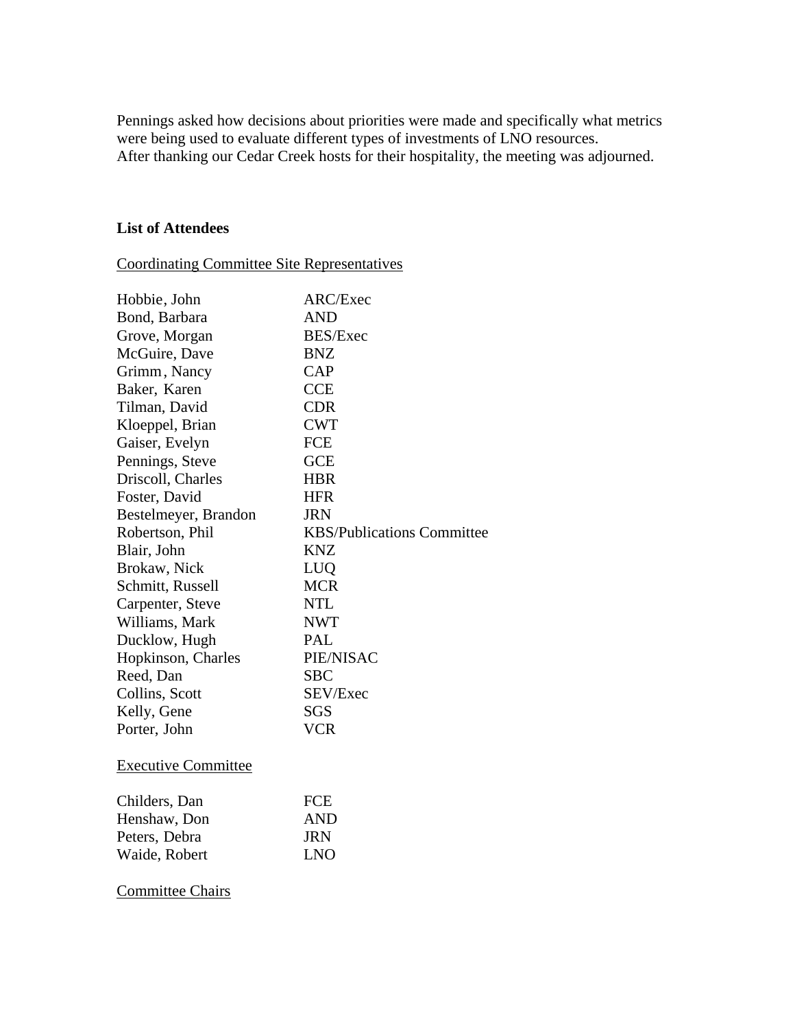Pennings asked how decisions about priorities were made and specifically what metrics were being used to evaluate different types of investments of LNO resources.
After thanking our Cedar Creek hosts for their hospitality, the meeting was adjourned.

**List of Attendees**

Coordinating Committee Site Representatives

| | |
|---|---|
| Hobbie, John | ARC/Exec |
| Bond, Barbara | AND |
| Grove, Morgan | BES/Exec |
| McGuire, Dave | BNZ |
| Grimm, Nancy | CAP |
| Baker, Karen | CCE |
| Tilman, David | CDR |
| Kloeppel, Brian | CWT |
| Gaiser, Evelyn | FCE |
| Pennings, Steve | GCE |
| Driscoll, Charles | HBR |
| Foster, David | HFR |
| Bestelmeyer, Brandon | JRN |
| Robertson, Phil | KBS/Publications Committee |
| Blair, John | KNZ |
| Brokaw, Nick | LUQ |
| Schmitt, Russell | MCR |
| Carpenter, Steve | NTL |
| Williams, Mark | NWT |
| Ducklow, Hugh | PAL |
| Hopkinson, Charles | PIE/NISAC |
| Reed, Dan | SBC |
| Collins, Scott | SEV/Exec |
| Kelly, Gene | SGS |
| Porter, John | VCR |

Executive Committee

| | |
|---|---|
| Childers, Dan | FCE |
| Henshaw, Don | AND |
| Peters, Debra | JRN |
| Waide, Robert | LNO |

Committee Chairs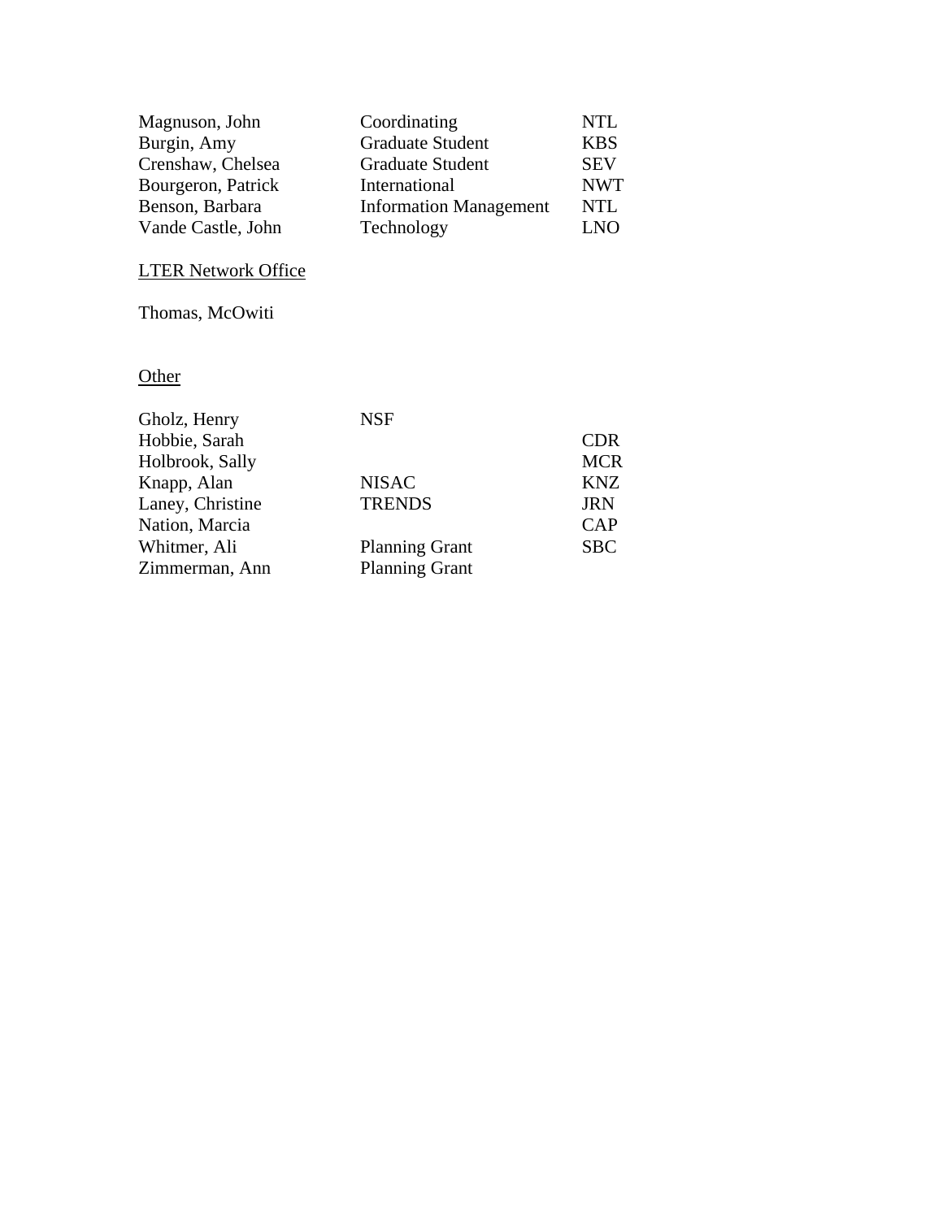| | | |
|---|---|---|
| Magnuson, John | Coordinating | NTL |
| Burgin, Amy | Graduate Student | KBS |
| Crenshaw, Chelsea | Graduate Student | SEV |
| Bourgeron, Patrick | International | NWT |
| Benson, Barbara | Information Management | NTL |
| Vande Castle, John | Technology | LNO |

<u>LTER Network Office</u>

Thomas, McOwiti

<u>Other</u>

| | | |
|---|---|---|
| Gholz, Henry | NSF | |
| Hobbie, Sarah | | CDR |
| Holbrook, Sally | | MCR |
| Knapp, Alan | NISAC | KNZ |
| Laney, Christine | TRENDS | JRN |
| Nation, Marcia | | CAP |
| Whitmer, Ali | Planning Grant | SBC |
| Zimmerman, Ann | Planning Grant | |